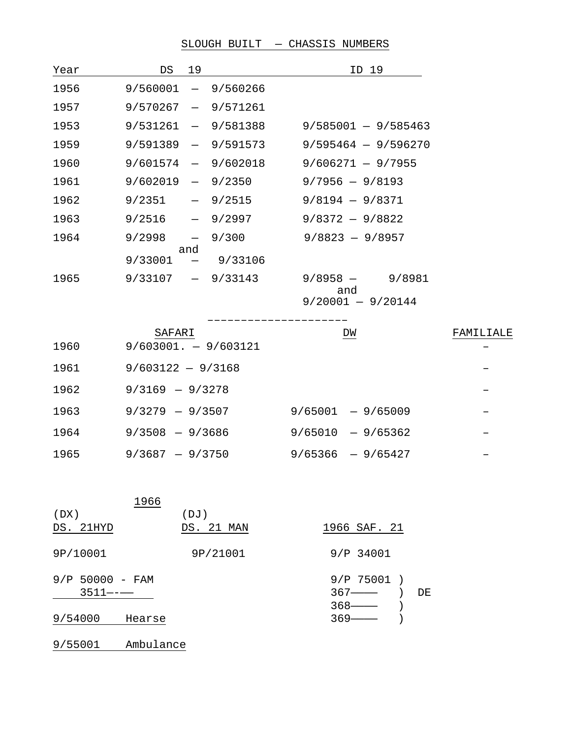# SLOUGH BUILT — CHASSIS NUMBERS

| Year | DS 19 | ID 19 |
|---|---|---|
| 1956 | 9/560001 — 9/560266 | |
| 1957 | 9/570267 — 9/571261 | |
| 1953 | 9/531261 — 9/581388 | 9/585001 — 9/585463 |
| 1959 | 9/591389 — 9/591573 | 9/595464 — 9/596270 |
| 1960 | 9/601574 — 9/602018 | 9/606271 — 9/7955 |
| 1961 | 9/602019 — 9/2350 | 9/7956 — 9/8193 |
| 1962 | 9/2351 — 9/2515 | 9/8194 — 9/8371 |
| 1963 | 9/2516 — 9/2997 | 9/8372 — 9/8822 |
| 1964 | 9/2998 — 9/300 and 9/33001 — 9/33106 | 9/8823 — 9/8957 |
| 1965 | 9/33107 — 9/33143 | 9/8958 — 9/8981 and 9/20001 — 9/20144 |

---

| | SAFARI | DW | FAMILIALE |
|---|---|---|---|
| 1960 | 9/603001. — 9/603121 | | – |
| 1961 | 9/603122 — 9/3168 | | – |
| 1962 | 9/3169 — 9/3278 | | – |
| 1963 | 9/3279 — 9/3507 | 9/65001 — 9/65009 | – |
| 1964 | 9/3508 — 9/3686 | 9/65010 — 9/65362 | – |
| 1965 | 9/3687 — 9/3750 | 9/65366 — 9/65427 | – |

1966

| (DX) DS. 21HYD | (DJ) DS. 21 MAN | 1966 SAF. 21 |
|---|---|---|
| 9P/10001 | 9P/21001 | 9/P 34001 |
| 9/P 50000 - FAM 3511—-—— | | 9/P 75001 ) 367———— ) DE 368———— ) 369———— ) |
| 9/54000 Hearse | | |
| 9/55001 Ambulance | | |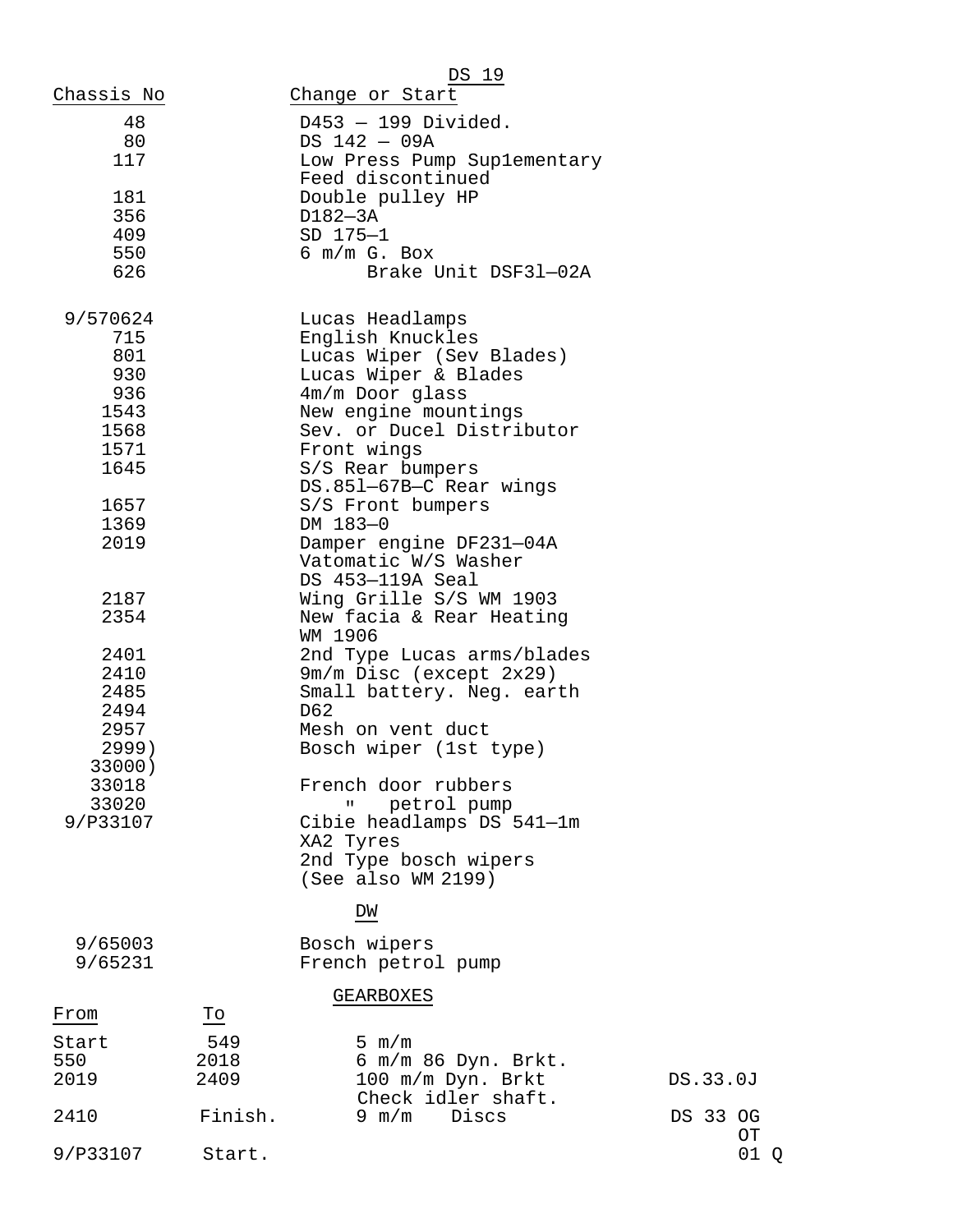## DS 19

| Chassis No | Change or Start |
|---|---|
| 48 | D453 — 199 Divided. |
| 80 | DS 142 — 09A |
| 117 | Low Press Pump Sup1ementary Feed discontinued |
| 181 | Double pulley HP |
| 356 | D182—3A |
| 409 | SD 175—1 |
| 550 | 6 m/m G. Box |
| 626 | Brake Unit DSF3l—02A |
| 9/570624 | Lucas Headlamps |
| 715 | English Knuckles |
| 801 | Lucas Wiper (Sev Blades) |
| 930 | Lucas Wiper & Blades |
| 936 | 4m/m Door glass |
| 1543 | New engine mountings |
| 1568 | Sev. or Ducel Distributor |
| 1571 | Front wings |
| 1645 | S/S Rear bumpers<br>DS.85l—67B—C Rear wings |
| 1657 | S/S Front bumpers |
| 1369 | DM 183—0 |
| 2019 | Damper engine DF231—04A<br>Vatomatic W/S Washer<br>DS 453—119A Seal |
| 2187 | Wing Grille S/S WM 1903 |
| 2354 | New facia & Rear Heating<br>WM 1906 |
| 2401 | 2nd Type Lucas arms/blades |
| 2410 | 9m/m Disc (except 2x29) |
| 2485 | Small battery. Neg. earth |
| 2494 | D62 |
| 2957 | Mesh on vent duct |
| 2999)<br>33000) | Bosch wiper (1st type) |
| 33018 | French door rubbers |
| 33020 | " petrol pump |
| 9/P33107 | Cibie headlamps DS 541—1m<br>XA2 Tyres<br>2nd Type bosch wipers<br>(See also WM 2199) |

## DW

| | |
|---|---|
| 9/65003 | Bosch wipers |
| 9/65231 | French petrol pump |

## GEARBOXES

| From | To | | |
|---|---|---|---|
| Start | 549 | 5 m/m | |
| 550 | 2018 | 6 m/m 86 Dyn. Brkt. | |
| 2019 | 2409 | 100 m/m Dyn. Brkt<br>Check idler shaft. | DS.33.0J |
| 2410 | Finish. | 9 m/m Discs | DS 33 OG<br>OT |
| 9/P33107 | Start. | | 01 Q |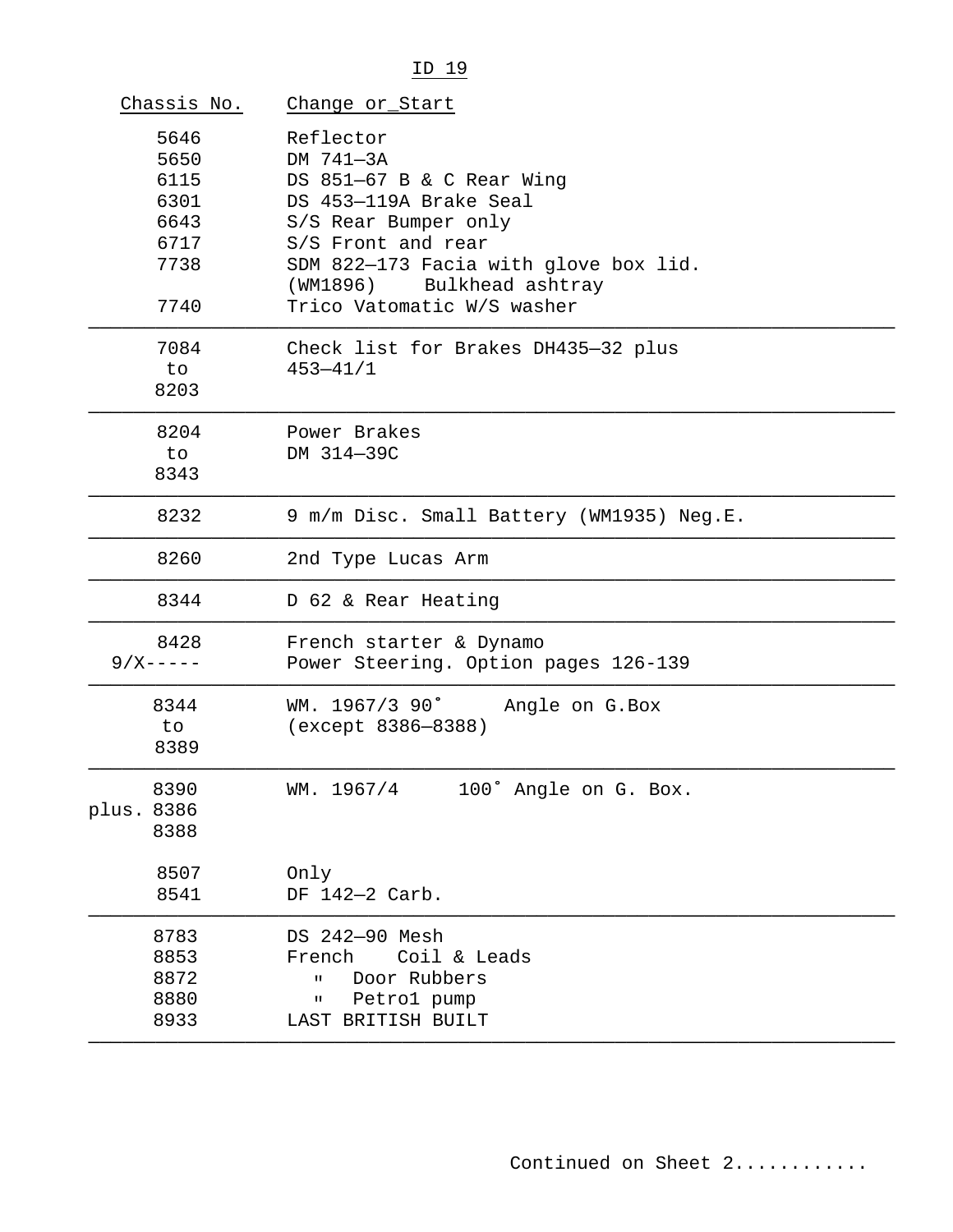ID 19

| Chassis No. | Change or_Start |
|---|---|
| 5646 | Reflector |
| 5650 | DM 741—3A |
| 6115 | DS 851—67 B & C Rear Wing |
| 6301 | DS 453—119A Brake Seal |
| 6643 | S/S Rear Bumper only |
| 6717 | S/S Front and rear |
| 7738 | SDM 822—173 Facia with glove box lid.<br>(WM1896) Bulkhead ashtray |
| 7740 | Trico Vatomatic W/S washer |
| 7084 to 8203 | Check list for Brakes DH435—32 plus 453—41/1 |
| 8204 to 8343 | Power Brakes DM 314—39C |
| 8232 | 9 m/m Disc. Small Battery (WM1935) Neg.E. |
| 8260 | 2nd Type Lucas Arm |
| 8344 | D 62 & Rear Heating |
| 8428<br>9/X----- | French starter & Dynamo<br>Power Steering. Option pages 126-139 |
| 8344 to 8389 | WM. 1967/3 90˚ Angle on G.Box (except 8386—8388) |
| 8390 plus. 8386 8388 | WM. 1967/4 100˚ Angle on G. Box. |
| 8507 | Only |
| 8541 | DF 142—2 Carb. |
| 8783 | DS 242—90 Mesh |
| 8853 | French Coil & Leads |
| 8872 | " Door Rubbers |
| 8880 | " Petro1 pump |
| 8933 | LAST BRITISH BUILT |

Continued on Sheet 2............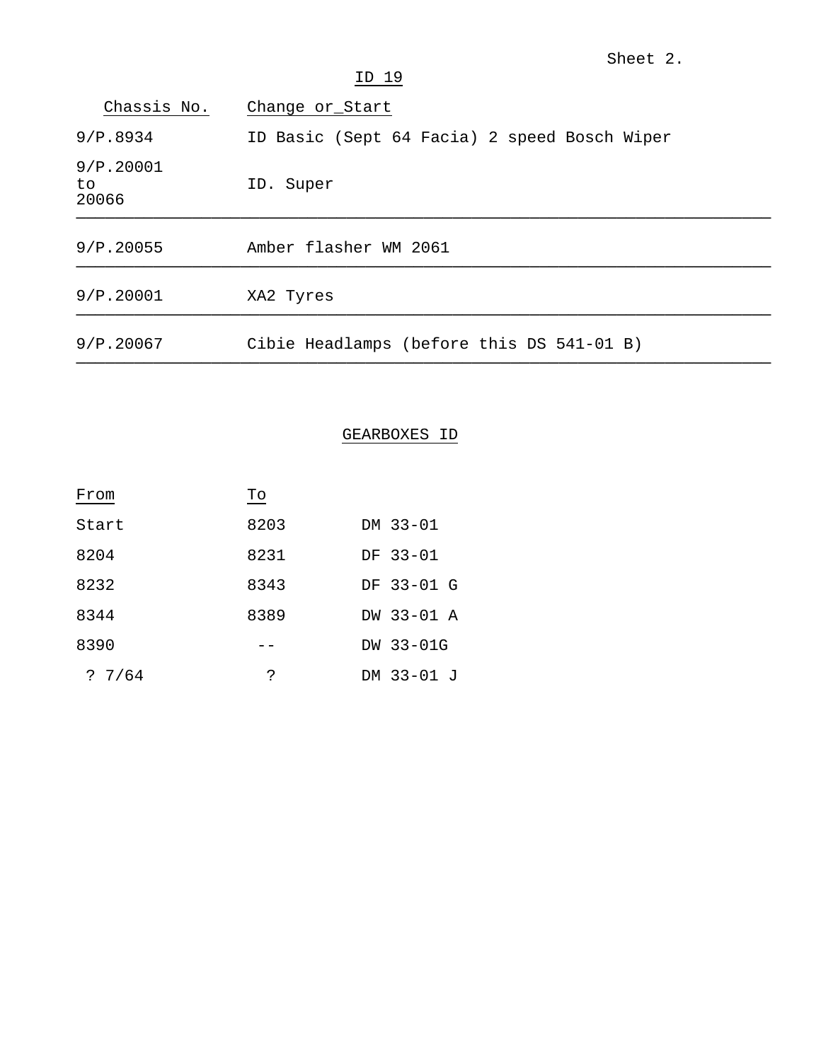Sheet 2.

## ID 19

| Chassis No. | Change or_Start |
|---|---|
| 9/P.8934 | ID Basic (Sept 64 Facia) 2 speed Bosch Wiper |
| 9/P.20001 to 20066 | ID. Super |
| 9/P.20055 | Amber flasher WM 2061 |
| 9/P.20001 | XA2 Tyres |
| 9/P.20067 | Cibie Headlamps (before this DS 541-01 B) |

## GEARBOXES ID

| From | To | |
|---|---|---|
| Start | 8203 | DM 33-01 |
| 8204 | 8231 | DF 33-01 |
| 8232 | 8343 | DF 33-01 G |
| 8344 | 8389 | DW 33-01 A |
| 8390 | -- | DW 33-01G |
| ? 7/64 | ? | DM 33-01 J |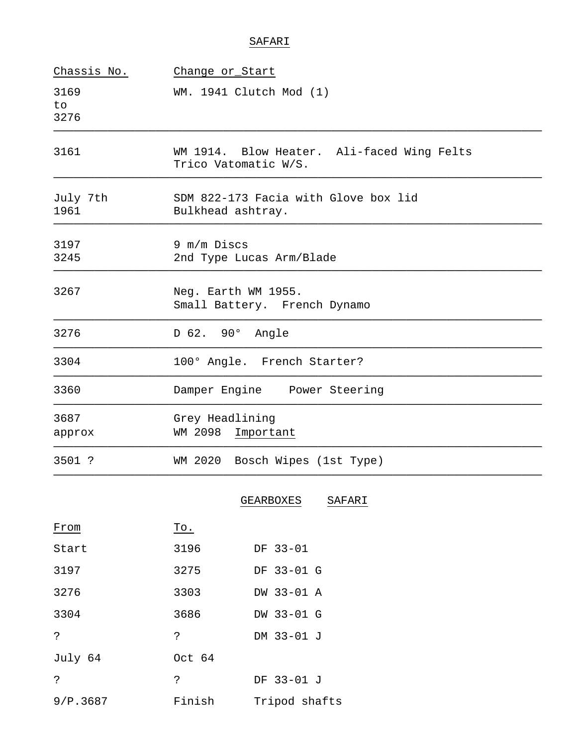# SAFARI

| Chassis No. | Change or Start |
|---|---|
| 3169 to 3276 | WM. 1941 Clutch Mod (1) |
| 3161 | WM 1914. Blow Heater. Ali-faced Wing Felts Trico Vatomatic W/S. |
| July 7th 1961 | SDM 822-173 Facia with Glove box lid Bulkhead ashtray. |
| 3197<br>3245 | 9 m/m Discs<br>2nd Type Lucas Arm/Blade |
| 3267 | Neg. Earth WM 1955. Small Battery. French Dynamo |
| 3276 | D 62. 90° Angle |
| 3304 | 100° Angle. French Starter? |
| 3360 | Damper Engine Power Steering |
| 3687 approx | Grey Headlining<br>WM 2098 Important |
| 3501 ? | WM 2020 Bosch Wipes (1st Type) |

## GEARBOXES SAFARI

| From | To. | |
|---|---|---|
| Start | 3196 | DF 33-01 |
| 3197 | 3275 | DF 33-01 G |
| 3276 | 3303 | DW 33-01 A |
| 3304 | 3686 | DW 33-01 G |
| ? | ? | DM 33-01 J |
| July 64 | Oct 64 | |
| ? | ? | DF 33-01 J |
| 9/P.3687 | Finish | Tripod shafts |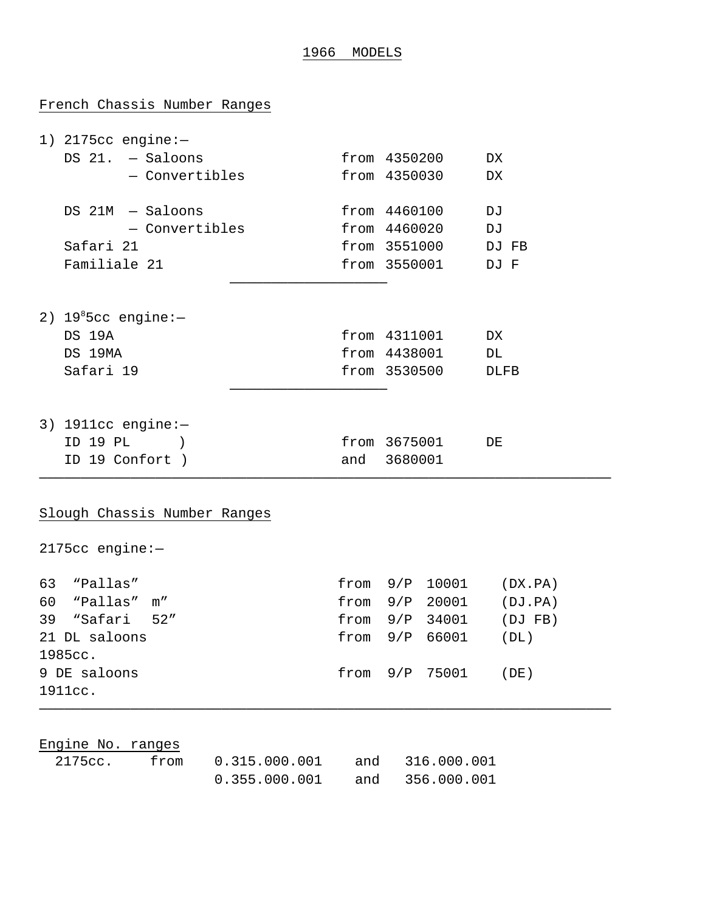# 1966 MODELS

## French Chassis Number Ranges

1) 2175cc engine:—

| | | | |
|---|---|---|---|
| DS 21. — Saloons | from | 4350200 | DX |
| — Convertibles | from | 4350030 | DX |
| DS 21M — Saloons | from | 4460100 | DJ |
| — Convertibles | from | 4460020 | DJ |
| Safari 21 | from | 3551000 | DJ FB |
| Familiale 21 | from | 3550001 | DJ F |

2) 19⁸5cc engine:—

| | | | |
|---|---|---|---|
| DS 19A | from | 4311001 | DX |
| DS 19MA | from | 4438001 | DL |
| Safari 19 | from | 3530500 | DLFB |

3) 1911cc engine:—

| | | | |
|---|---|---|---|
| ID 19 PL ) | from | 3675001 | DE |
| ID 19 Confort ) | and | 3680001 | |

---

## Slough Chassis Number Ranges

2175cc engine:—

| | | | | |
|---|---|---|---|---|
| 63 “Pallas” | from | 9/P | 10001 | (DX.PA) |
| 60 “Pallas” m” | from | 9/P | 20001 | (DJ.PA) |
| 39 “Safari 52” | from | 9/P | 34001 | (DJ FB) |
| 21 DL saloons 1985cc. | from | 9/P | 66001 | (DL) |
| 9 DE saloons 1911cc. | from | 9/P | 75001 | (DE) |

---

## Engine No. ranges

| | | | | |
|---|---|---|---|---|
| 2175cc. | from | 0.315.000.001 | and | 316.000.001 |
| | | 0.355.000.001 | and | 356.000.001 |